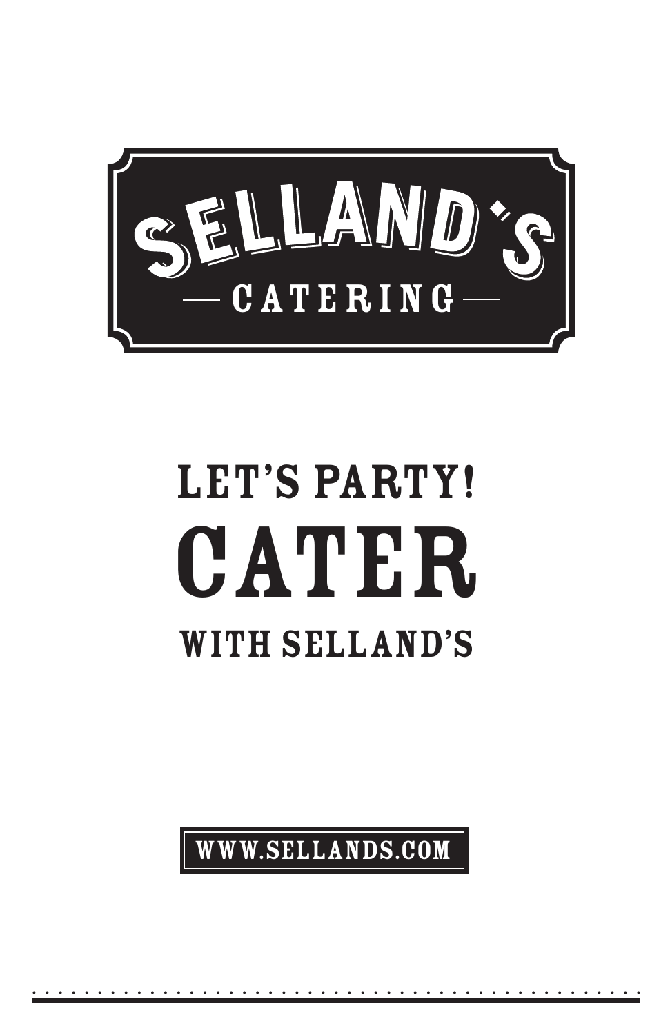# SELLAND'S

## CATERING

# LET'S PARTY!

# CATER

# WITH SELLAND'S

WWW.SELLANDS.COM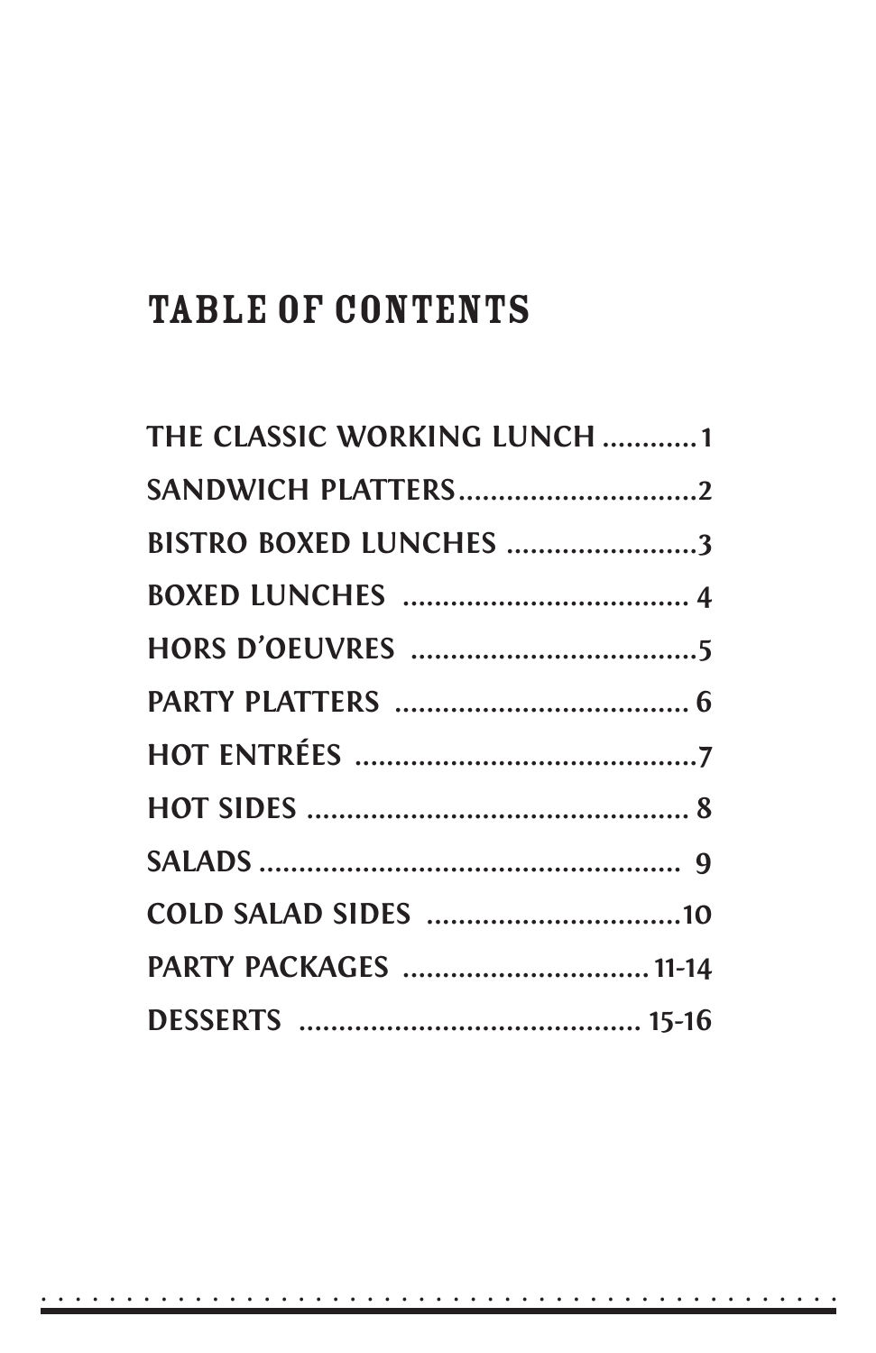# TABLE OF CONTENTS

**THE CLASSIC WORKING LUNCH ............1**

**SANDWICH PLATTERS..............................2**

**BISTRO BOXED LUNCHES ........................3**

**BOXED LUNCHES .................................... 4**

**HORS D'OEUVRES ....................................5**

**PARTY PLATTERS ...................................... 6**

**HOT ENTRÉES ...........................................7**

**HOT SIDES ................................................ 8**

**SALADS ..................................................... 9**

**COLD SALAD SIDES ................................10**

**PARTY PACKAGES ............................... 11-14**

**DESSERTS ........................................... 15-16**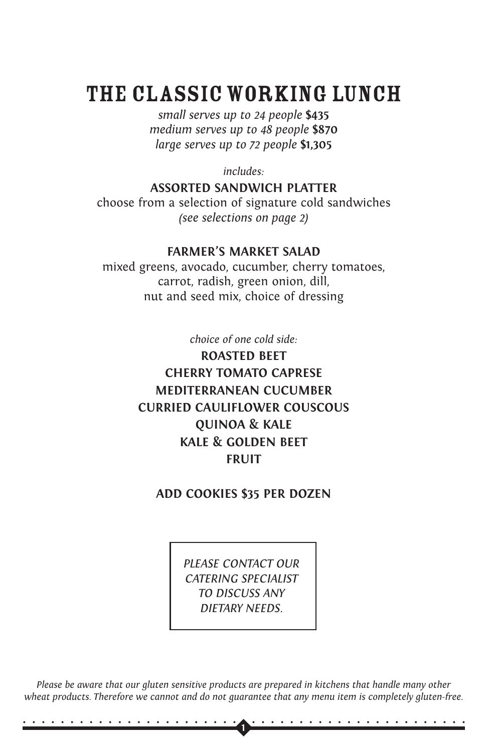# THE CLASSIC WORKING LUNCH

*small serves up to 24 people* **$435**
*medium serves up to 48 people* **$870**
*large serves up to 72 people* **$1,305**

*includes:*

**ASSORTED SANDWICH PLATTER**
choose from a selection of signature cold sandwiches
*(see selections on page 2)*

**FARMER'S MARKET SALAD**
mixed greens, avocado, cucumber, cherry tomatoes, carrot, radish, green onion, dill, nut and seed mix, choice of dressing

*choice of one cold side:*

**ROASTED BEET**
**CHERRY TOMATO CAPRESE**
**MEDITERRANEAN CUCUMBER**
**CURRIED CAULIFLOWER COUSCOUS**
**QUINOA & KALE**
**KALE & GOLDEN BEET**
**FRUIT**

**ADD COOKIES $35 PER DOZEN**

*PLEASE CONTACT OUR CATERING SPECIALIST TO DISCUSS ANY DIETARY NEEDS.*

*Please be aware that our gluten sensitive products are prepared in kitchens that handle many other wheat products. Therefore we cannot and do not guarantee that any menu item is completely gluten-free.*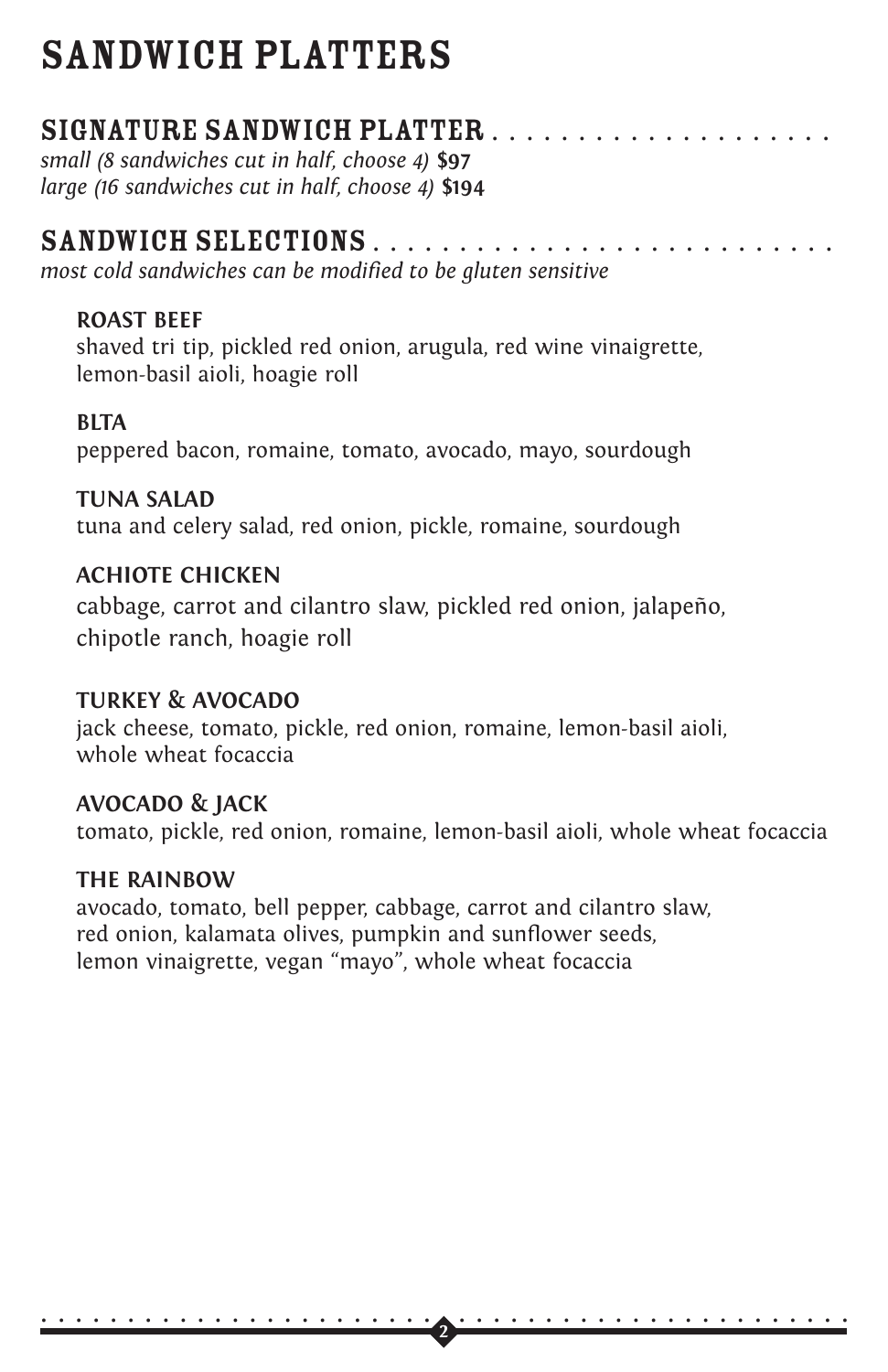# SANDWICH PLATTERS

## SIGNATURE SANDWICH PLATTER

*small (8 sandwiches cut in half, choose 4)* **$97**
*large (16 sandwiches cut in half, choose 4)* **$194**

## SANDWICH SELECTIONS

*most cold sandwiches can be modified to be gluten sensitive*

**ROAST BEEF**
shaved tri tip, pickled red onion, arugula, red wine vinaigrette, lemon-basil aioli, hoagie roll

**BLTA**
peppered bacon, romaine, tomato, avocado, mayo, sourdough

**TUNA SALAD**
tuna and celery salad, red onion, pickle, romaine, sourdough

**ACHIOTE CHICKEN**
cabbage, carrot and cilantro slaw, pickled red onion, jalapeño, chipotle ranch, hoagie roll

**TURKEY & AVOCADO**
jack cheese, tomato, pickle, red onion, romaine, lemon-basil aioli, whole wheat focaccia

**AVOCADO & JACK**
tomato, pickle, red onion, romaine, lemon-basil aioli, whole wheat focaccia

**THE RAINBOW**
avocado, tomato, bell pepper, cabbage, carrot and cilantro slaw, red onion, kalamata olives, pumpkin and sunflower seeds, lemon vinaigrette, vegan "mayo", whole wheat focaccia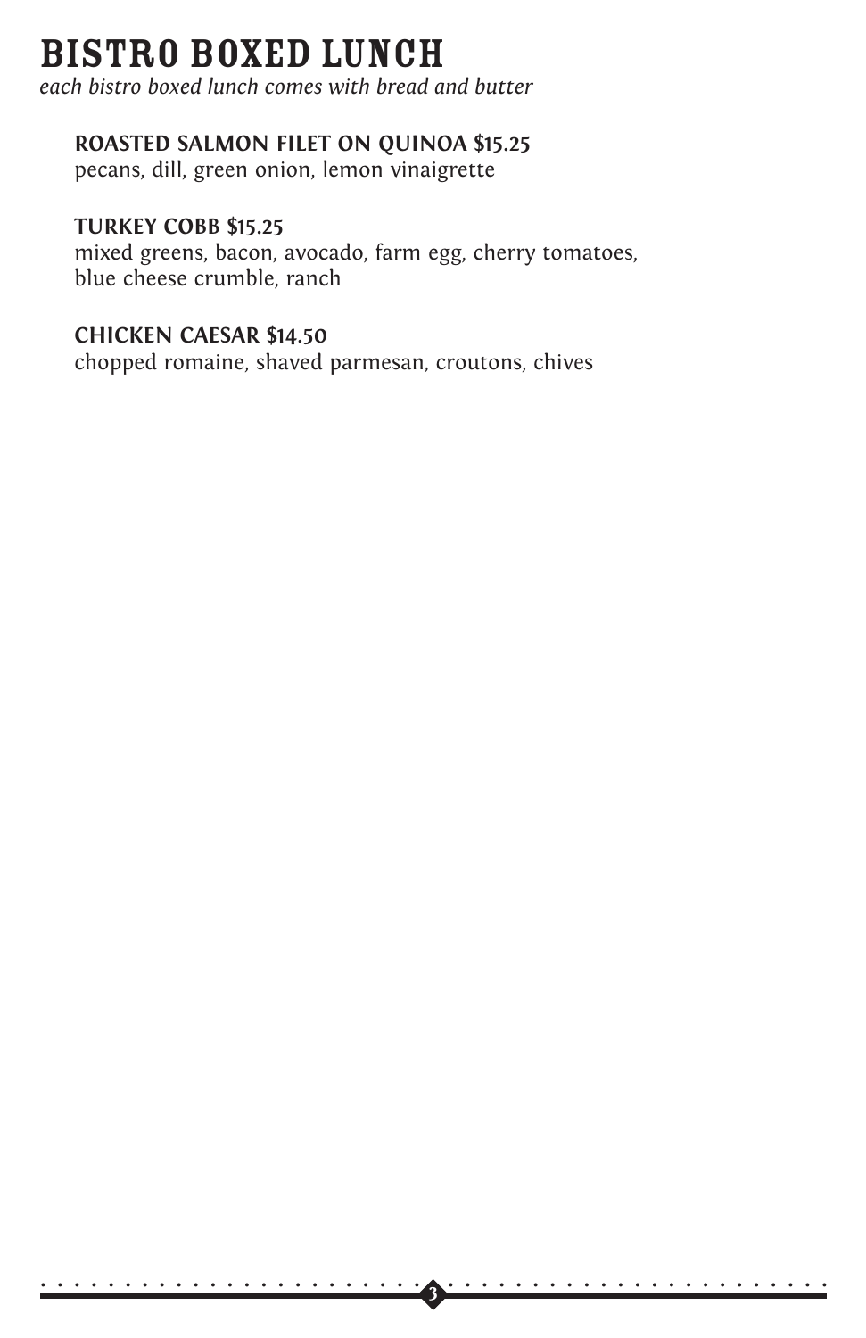# BISTRO BOXED LUNCH

*each bistro boxed lunch comes with bread and butter*

**ROASTED SALMON FILET ON QUINOA $15.25**
pecans, dill, green onion, lemon vinaigrette

**TURKEY COBB $15.25**
mixed greens, bacon, avocado, farm egg, cherry tomatoes, blue cheese crumble, ranch

**CHICKEN CAESAR $14.50**
chopped romaine, shaved parmesan, croutons, chives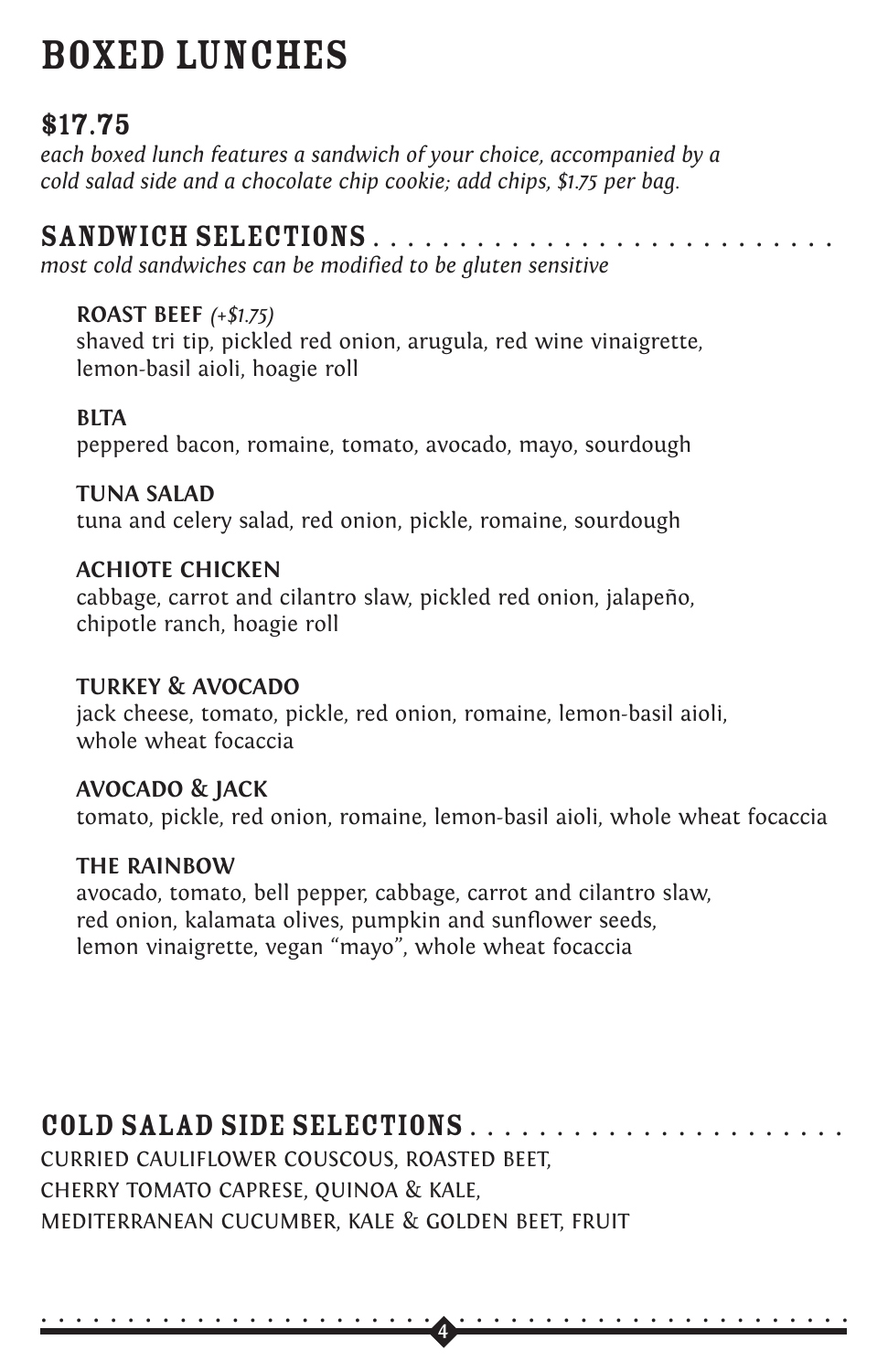# BOXED LUNCHES

## $17.75

*each boxed lunch features a sandwich of your choice, accompanied by a cold salad side and a chocolate chip cookie; add chips, $1.75 per bag.*

## SANDWICH SELECTIONS

*most cold sandwiches can be modified to be gluten sensitive*

**ROAST BEEF** *(+$1.75)*
shaved tri tip, pickled red onion, arugula, red wine vinaigrette, lemon-basil aioli, hoagie roll

**BLTA**
peppered bacon, romaine, tomato, avocado, mayo, sourdough

**TUNA SALAD**
tuna and celery salad, red onion, pickle, romaine, sourdough

**ACHIOTE CHICKEN**
cabbage, carrot and cilantro slaw, pickled red onion, jalapeño, chipotle ranch, hoagie roll

**TURKEY & AVOCADO**
jack cheese, tomato, pickle, red onion, romaine, lemon-basil aioli, whole wheat focaccia

**AVOCADO & JACK**
tomato, pickle, red onion, romaine, lemon-basil aioli, whole wheat focaccia

**THE RAINBOW**
avocado, tomato, bell pepper, cabbage, carrot and cilantro slaw, red onion, kalamata olives, pumpkin and sunflower seeds, lemon vinaigrette, vegan "mayo", whole wheat focaccia

## COLD SALAD SIDE SELECTIONS

CURRIED CAULIFLOWER COUSCOUS, ROASTED BEET, CHERRY TOMATO CAPRESE, QUINOA & KALE, MEDITERRANEAN CUCUMBER, KALE & GOLDEN BEET, FRUIT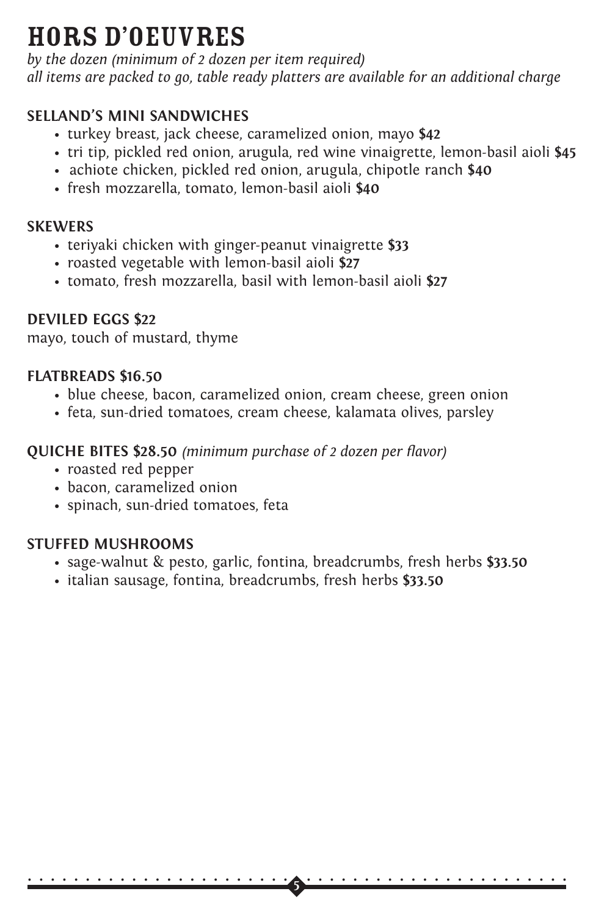# HORS D'OEUVRES

*by the dozen (minimum of 2 dozen per item required)*
*all items are packed to go, table ready platters are available for an additional charge*

## SELLAND'S MINI SANDWICHES

- turkey breast, jack cheese, caramelized onion, mayo **$42**
- tri tip, pickled red onion, arugula, red wine vinaigrette, lemon-basil aioli **$45**
- achiote chicken, pickled red onion, arugula, chipotle ranch **$40**
- fresh mozzarella, tomato, lemon-basil aioli **$40**

## SKEWERS

- teriyaki chicken with ginger-peanut vinaigrette **$33**
- roasted vegetable with lemon-basil aioli **$27**
- tomato, fresh mozzarella, basil with lemon-basil aioli **$27**

## DEVILED EGGS $22

mayo, touch of mustard, thyme

## FLATBREADS $16.50

- blue cheese, bacon, caramelized onion, cream cheese, green onion
- feta, sun-dried tomatoes, cream cheese, kalamata olives, parsley

## QUICHE BITES $28.50 *(minimum purchase of 2 dozen per flavor)*

- roasted red pepper
- bacon, caramelized onion
- spinach, sun-dried tomatoes, feta

## STUFFED MUSHROOMS

- sage-walnut & pesto, garlic, fontina, breadcrumbs, fresh herbs **$33.50**
- italian sausage, fontina, breadcrumbs, fresh herbs **$33.50**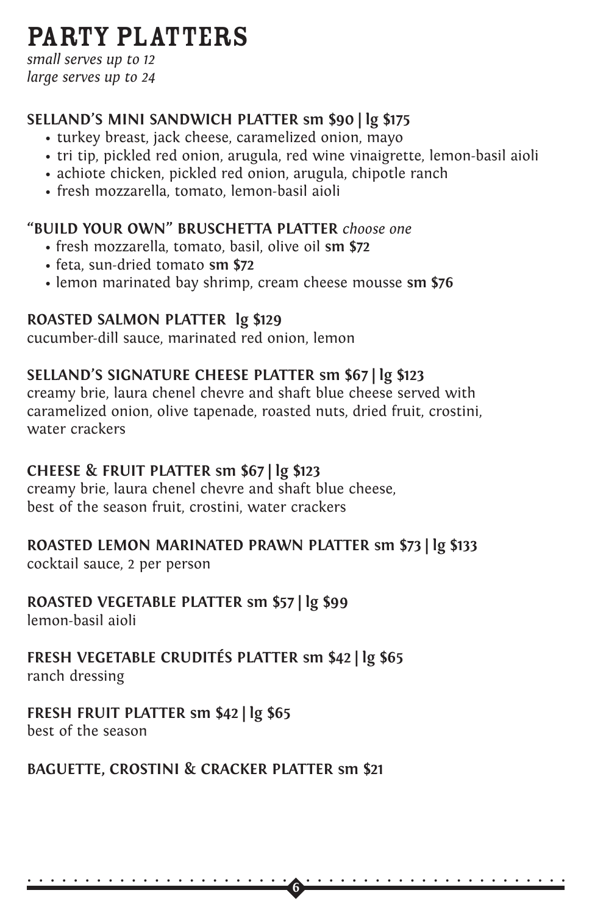# PARTY PLATTERS

*small serves up to 12*
*large serves up to 24*

**SELLAND'S MINI SANDWICH PLATTER sm $90 | lg $175**

- turkey breast, jack cheese, caramelized onion, mayo
- tri tip, pickled red onion, arugula, red wine vinaigrette, lemon-basil aioli
- achiote chicken, pickled red onion, arugula, chipotle ranch
- fresh mozzarella, tomato, lemon-basil aioli

**"BUILD YOUR OWN" BRUSCHETTA PLATTER** *choose one*

- fresh mozzarella, tomato, basil, olive oil **sm $72**
- feta, sun-dried tomato **sm $72**
- lemon marinated bay shrimp, cream cheese mousse **sm $76**

**ROASTED SALMON PLATTER lg $129**
cucumber-dill sauce, marinated red onion, lemon

**SELLAND'S SIGNATURE CHEESE PLATTER sm $67 | lg $123**
creamy brie, laura chenel chevre and shaft blue cheese served with caramelized onion, olive tapenade, roasted nuts, dried fruit, crostini, water crackers

**CHEESE & FRUIT PLATTER sm $67 | lg $123**
creamy brie, laura chenel chevre and shaft blue cheese, best of the season fruit, crostini, water crackers

**ROASTED LEMON MARINATED PRAWN PLATTER sm $73 | lg $133**
cocktail sauce, 2 per person

**ROASTED VEGETABLE PLATTER sm $57 | lg $99**
lemon-basil aioli

**FRESH VEGETABLE CRUDITÉS PLATTER sm $42 | lg $65**
ranch dressing

**FRESH FRUIT PLATTER sm $42 | lg $65**
best of the season

**BAGUETTE, CROSTINI & CRACKER PLATTER sm $21**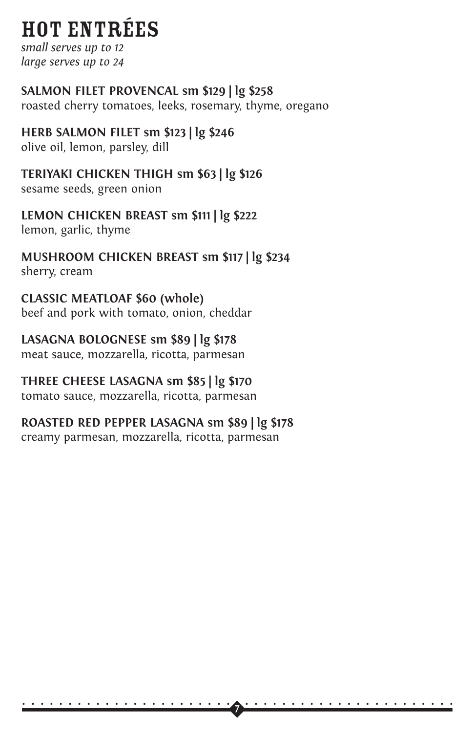# HOT ENTRÉES

*small serves up to 12*
*large serves up to 24*

**SALMON FILET PROVENCAL sm $129 | lg $258**
roasted cherry tomatoes, leeks, rosemary, thyme, oregano

**HERB SALMON FILET sm $123 | lg $246**
olive oil, lemon, parsley, dill

**TERIYAKI CHICKEN THIGH sm $63 | lg $126**
sesame seeds, green onion

**LEMON CHICKEN BREAST sm $111 | lg $222**
lemon, garlic, thyme

**MUSHROOM CHICKEN BREAST sm $117 | lg $234**
sherry, cream

**CLASSIC MEATLOAF $60 (whole)**
beef and pork with tomato, onion, cheddar

**LASAGNA BOLOGNESE sm $89 | lg $178**
meat sauce, mozzarella, ricotta, parmesan

**THREE CHEESE LASAGNA sm $85 | lg $170**
tomato sauce, mozzarella, ricotta, parmesan

**ROASTED RED PEPPER LASAGNA sm $89 | lg $178**
creamy parmesan, mozzarella, ricotta, parmesan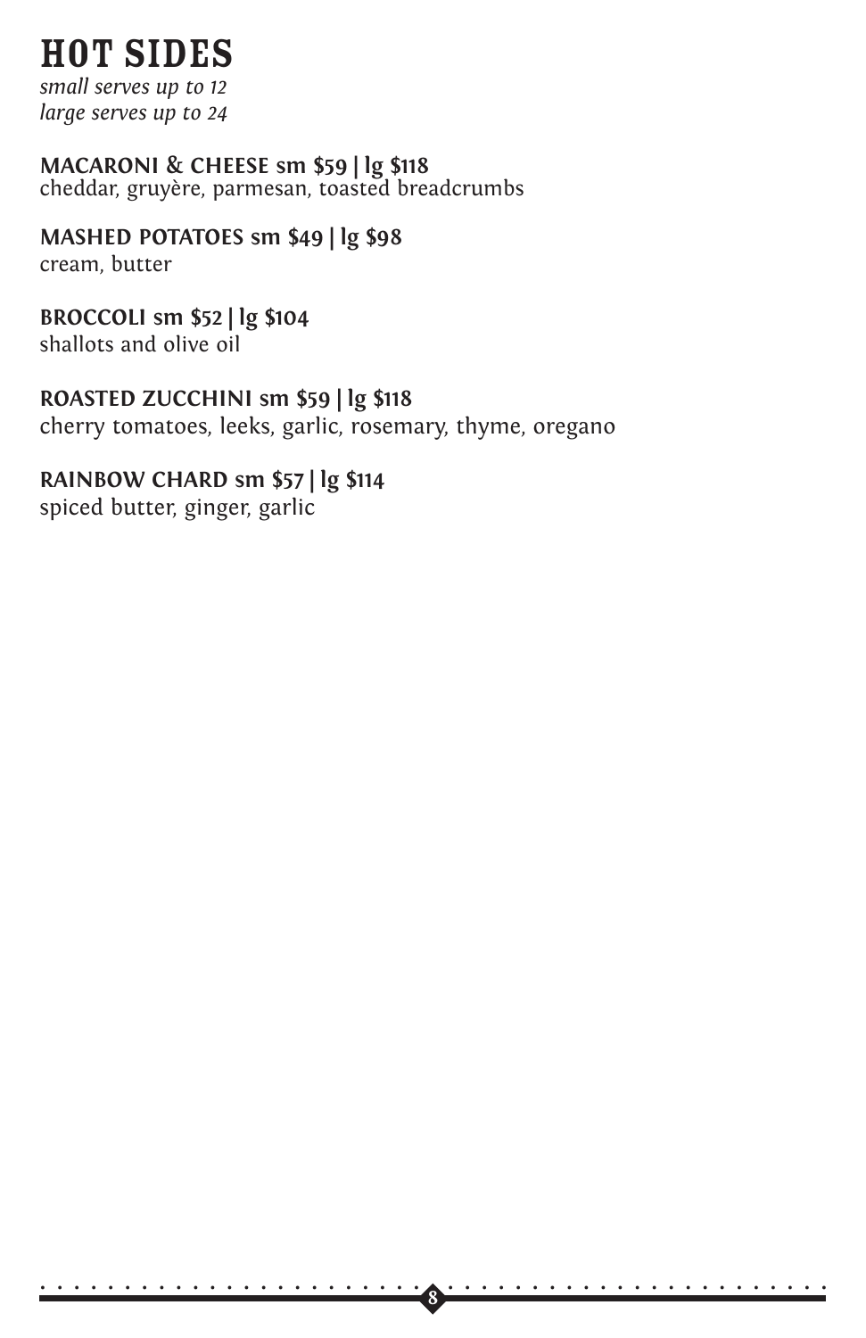# HOT SIDES

*small serves up to 12*
*large serves up to 24*

**MACARONI & CHEESE sm $59 | lg $118**
cheddar, gruyère, parmesan, toasted breadcrumbs

**MASHED POTATOES sm $49 | lg $98**
cream, butter

**BROCCOLI sm $52 | lg $104**
shallots and olive oil

**ROASTED ZUCCHINI sm $59 | lg $118**
cherry tomatoes, leeks, garlic, rosemary, thyme, oregano

**RAINBOW CHARD sm $57 | lg $114**
spiced butter, ginger, garlic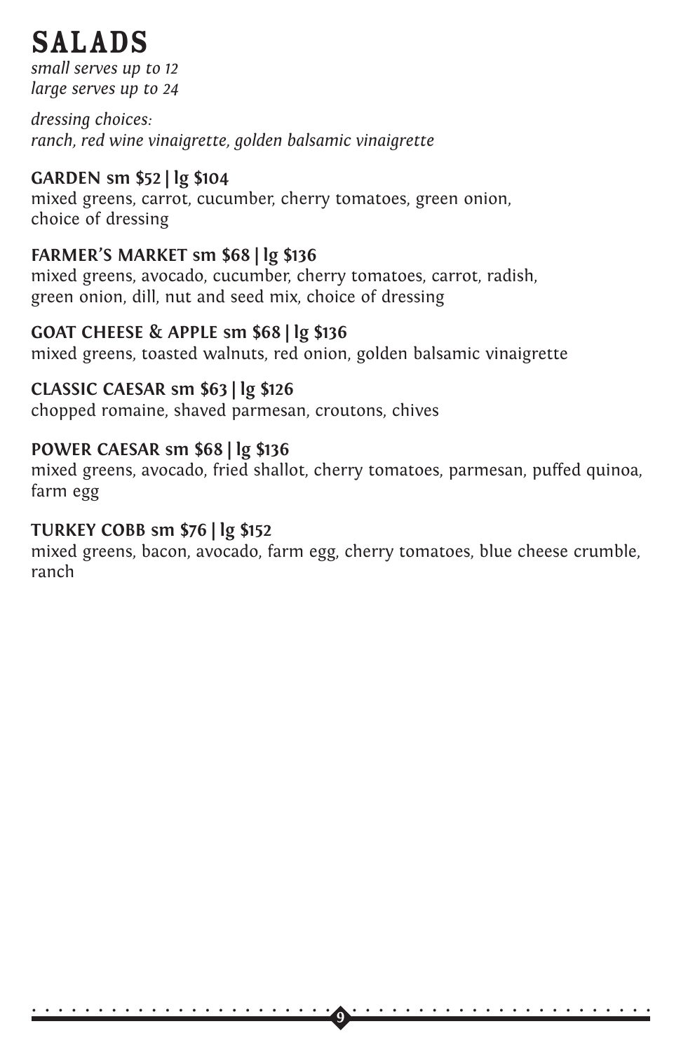# SALADS

*small serves up to 12*
*large serves up to 24*

*dressing choices:*
*ranch, red wine vinaigrette, golden balsamic vinaigrette*

**GARDEN sm $52 | lg $104**
mixed greens, carrot, cucumber, cherry tomatoes, green onion, choice of dressing

**FARMER'S MARKET sm $68 | lg $136**
mixed greens, avocado, cucumber, cherry tomatoes, carrot, radish, green onion, dill, nut and seed mix, choice of dressing

**GOAT CHEESE & APPLE sm $68 | lg $136**
mixed greens, toasted walnuts, red onion, golden balsamic vinaigrette

**CLASSIC CAESAR sm $63 | lg $126**
chopped romaine, shaved parmesan, croutons, chives

**POWER CAESAR sm $68 | lg $136**
mixed greens, avocado, fried shallot, cherry tomatoes, parmesan, puffed quinoa, farm egg

**TURKEY COBB sm $76 | lg $152**
mixed greens, bacon, avocado, farm egg, cherry tomatoes, blue cheese crumble, ranch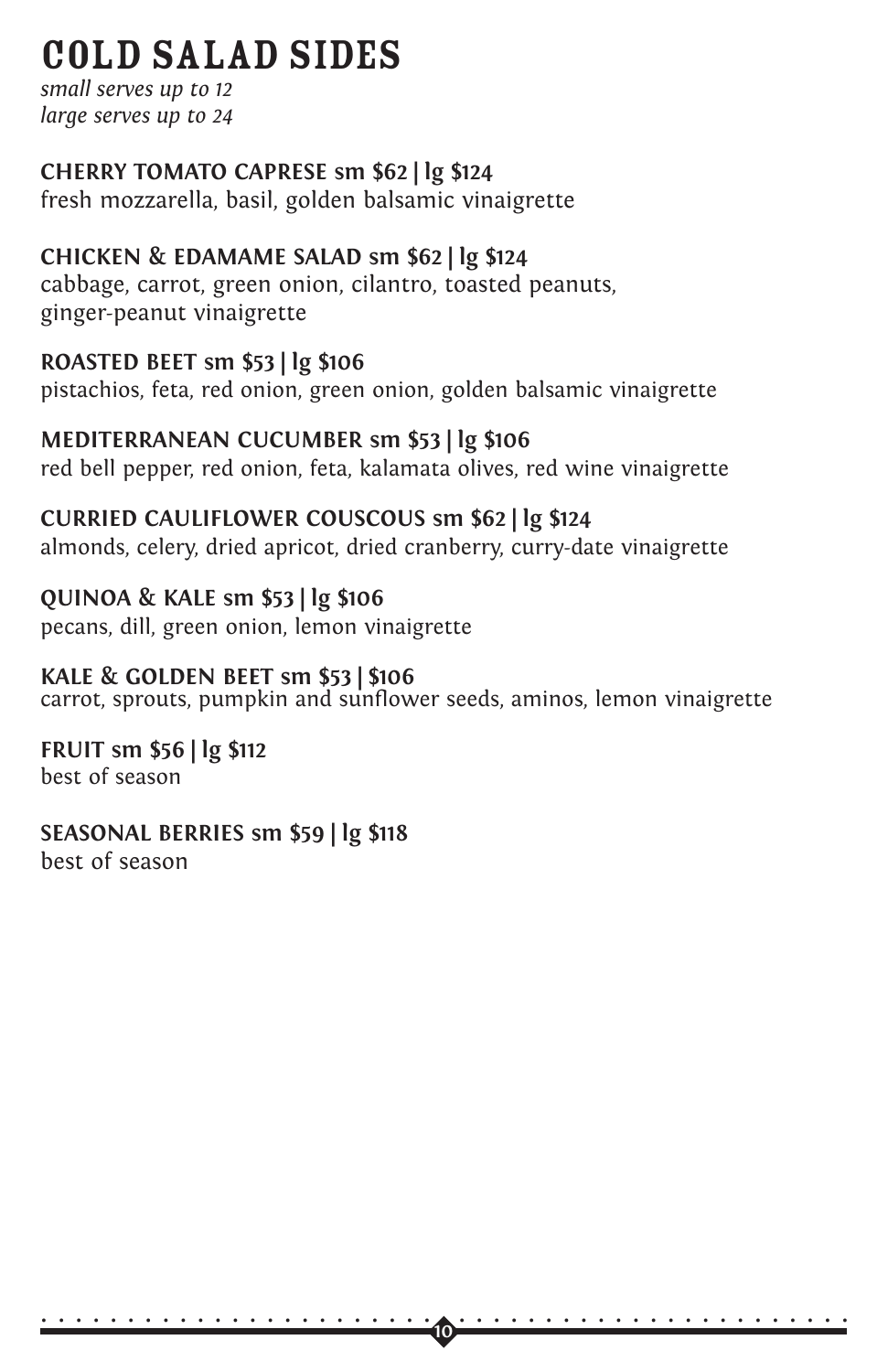# COLD SALAD SIDES

*small serves up to 12*
*large serves up to 24*

**CHERRY TOMATO CAPRESE sm $62 | lg $124**
fresh mozzarella, basil, golden balsamic vinaigrette

**CHICKEN & EDAMAME SALAD sm $62 | lg $124**
cabbage, carrot, green onion, cilantro, toasted peanuts, ginger-peanut vinaigrette

**ROASTED BEET sm $53 | lg $106**
pistachios, feta, red onion, green onion, golden balsamic vinaigrette

**MEDITERRANEAN CUCUMBER sm $53 | lg $106**
red bell pepper, red onion, feta, kalamata olives, red wine vinaigrette

**CURRIED CAULIFLOWER COUSCOUS sm $62 | lg $124**
almonds, celery, dried apricot, dried cranberry, curry-date vinaigrette

**QUINOA & KALE sm $53 | lg $106**
pecans, dill, green onion, lemon vinaigrette

**KALE & GOLDEN BEET sm $53 | $106**
carrot, sprouts, pumpkin and sunflower seeds, aminos, lemon vinaigrette

**FRUIT sm $56 | lg $112**
best of season

**SEASONAL BERRIES sm $59 | lg $118**
best of season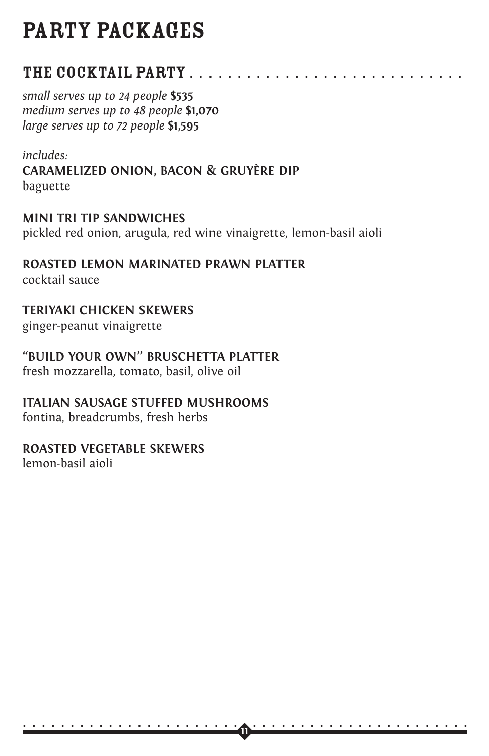# PARTY PACKAGES

## THE COCKTAIL PARTY

*small serves up to 24 people* **$535**
*medium serves up to 48 people* **$1,070**
*large serves up to 72 people* **$1,595**

*includes:*

**CARAMELIZED ONION, BACON & GRUYÈRE DIP**
baguette

**MINI TRI TIP SANDWICHES**
pickled red onion, arugula, red wine vinaigrette, lemon-basil aioli

**ROASTED LEMON MARINATED PRAWN PLATTER**
cocktail sauce

**TERIYAKI CHICKEN SKEWERS**
ginger-peanut vinaigrette

**"BUILD YOUR OWN" BRUSCHETTA PLATTER**
fresh mozzarella, tomato, basil, olive oil

**ITALIAN SAUSAGE STUFFED MUSHROOMS**
fontina, breadcrumbs, fresh herbs

**ROASTED VEGETABLE SKEWERS**
lemon-basil aioli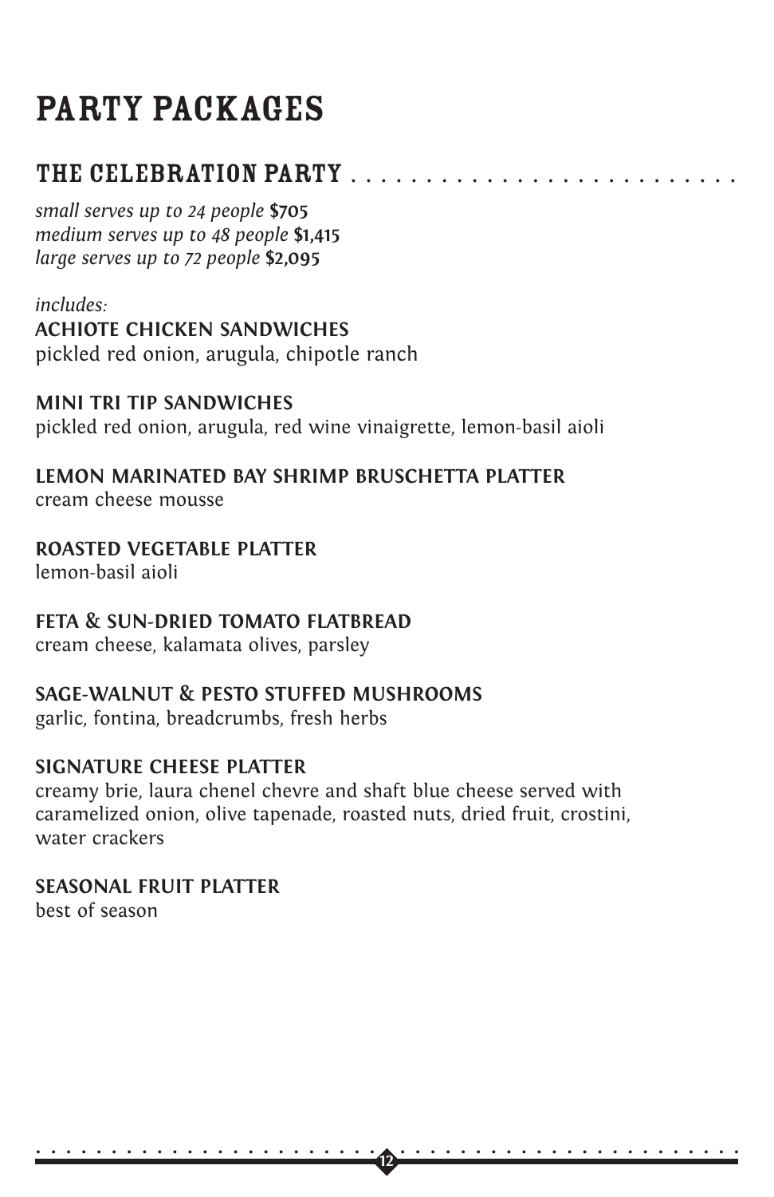# PARTY PACKAGES

## THE CELEBRATION PARTY

*small serves up to 24 people* **$705**
*medium serves up to 48 people* **$1,415**
*large serves up to 72 people* **$2,095**

*includes:*

**ACHIOTE CHICKEN SANDWICHES**
pickled red onion, arugula, chipotle ranch

**MINI TRI TIP SANDWICHES**
pickled red onion, arugula, red wine vinaigrette, lemon-basil aioli

**LEMON MARINATED BAY SHRIMP BRUSCHETTA PLATTER**
cream cheese mousse

**ROASTED VEGETABLE PLATTER**
lemon-basil aioli

**FETA & SUN-DRIED TOMATO FLATBREAD**
cream cheese, kalamata olives, parsley

**SAGE-WALNUT & PESTO STUFFED MUSHROOMS**
garlic, fontina, breadcrumbs, fresh herbs

**SIGNATURE CHEESE PLATTER**
creamy brie, laura chenel chevre and shaft blue cheese served with caramelized onion, olive tapenade, roasted nuts, dried fruit, crostini, water crackers

**SEASONAL FRUIT PLATTER**
best of season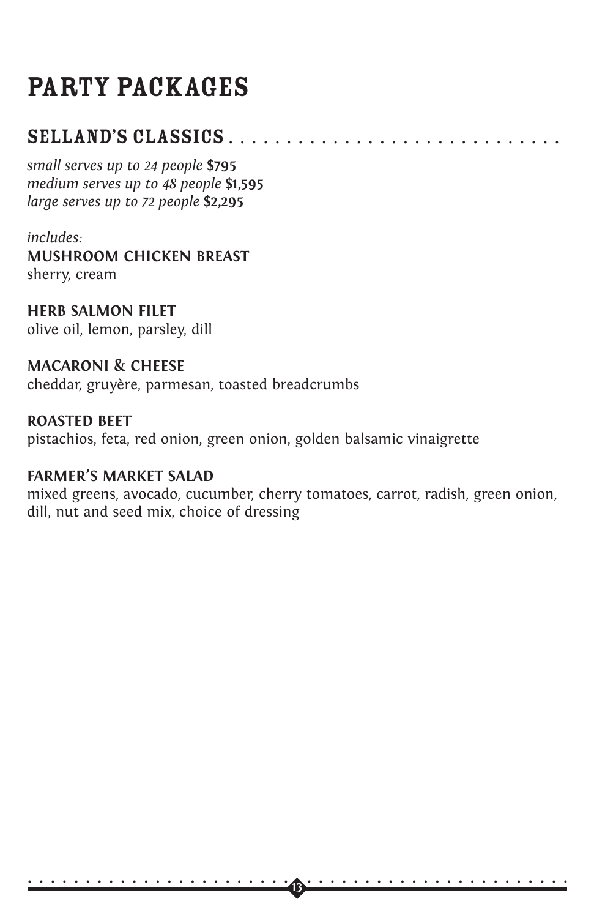# PARTY PACKAGES

## SELLAND'S CLASSICS

*small serves up to 24 people* **$795**
*medium serves up to 48 people* **$1,595**
*large serves up to 72 people* **$2,295**

*includes:*

**MUSHROOM CHICKEN BREAST**
sherry, cream

**HERB SALMON FILET**
olive oil, lemon, parsley, dill

**MACARONI & CHEESE**
cheddar, gruyère, parmesan, toasted breadcrumbs

**ROASTED BEET**
pistachios, feta, red onion, green onion, golden balsamic vinaigrette

**FARMER'S MARKET SALAD**
mixed greens, avocado, cucumber, cherry tomatoes, carrot, radish, green onion, dill, nut and seed mix, choice of dressing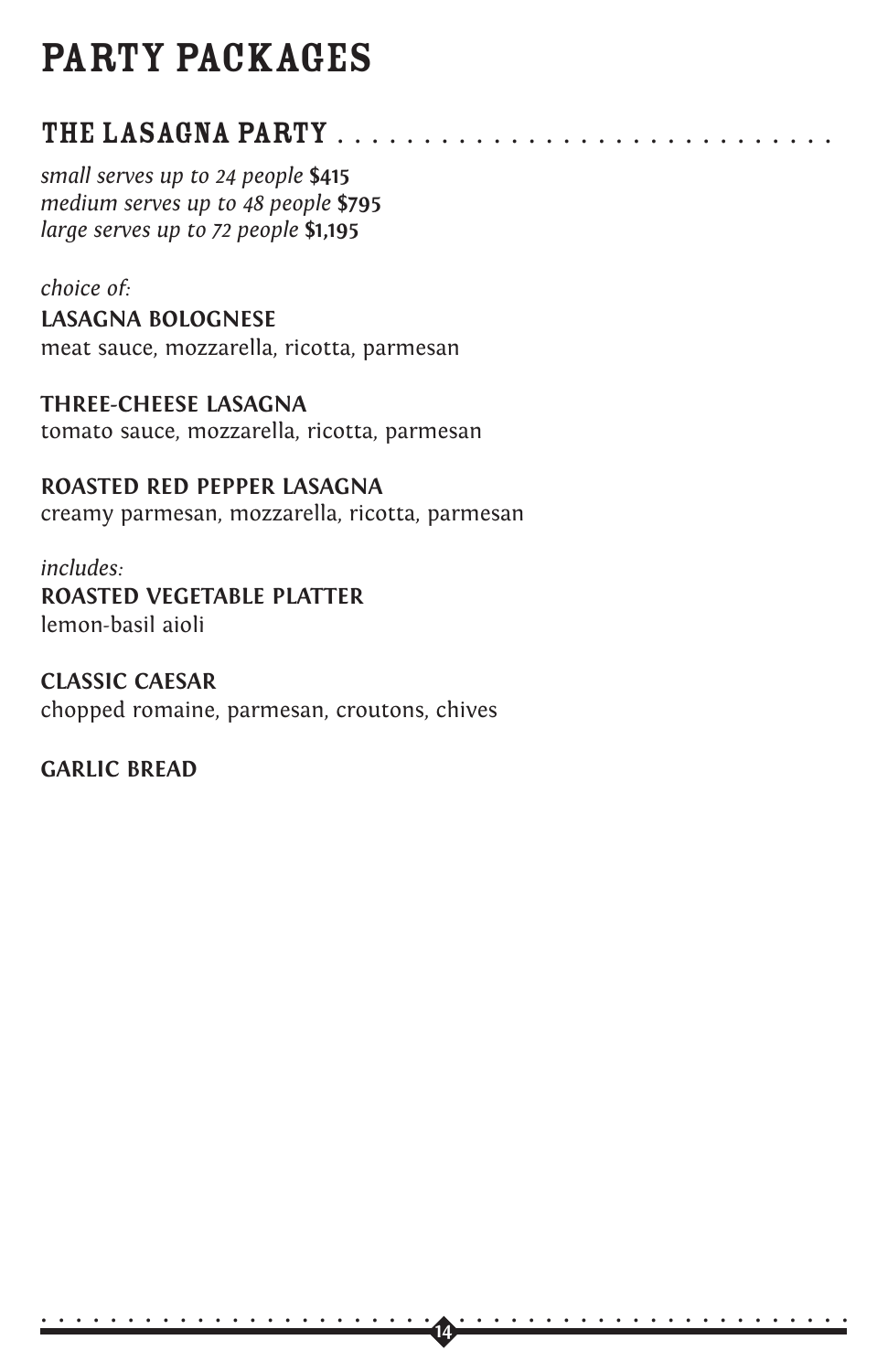# PARTY PACKAGES

## THE LASAGNA PARTY

*small serves up to 24 people* **$415**
*medium serves up to 48 people* **$795**
*large serves up to 72 people* **$1,195**

*choice of:*

**LASAGNA BOLOGNESE**
meat sauce, mozzarella, ricotta, parmesan

**THREE-CHEESE LASAGNA**
tomato sauce, mozzarella, ricotta, parmesan

**ROASTED RED PEPPER LASAGNA**
creamy parmesan, mozzarella, ricotta, parmesan

*includes:*

**ROASTED VEGETABLE PLATTER**
lemon-basil aioli

**CLASSIC CAESAR**
chopped romaine, parmesan, croutons, chives

**GARLIC BREAD**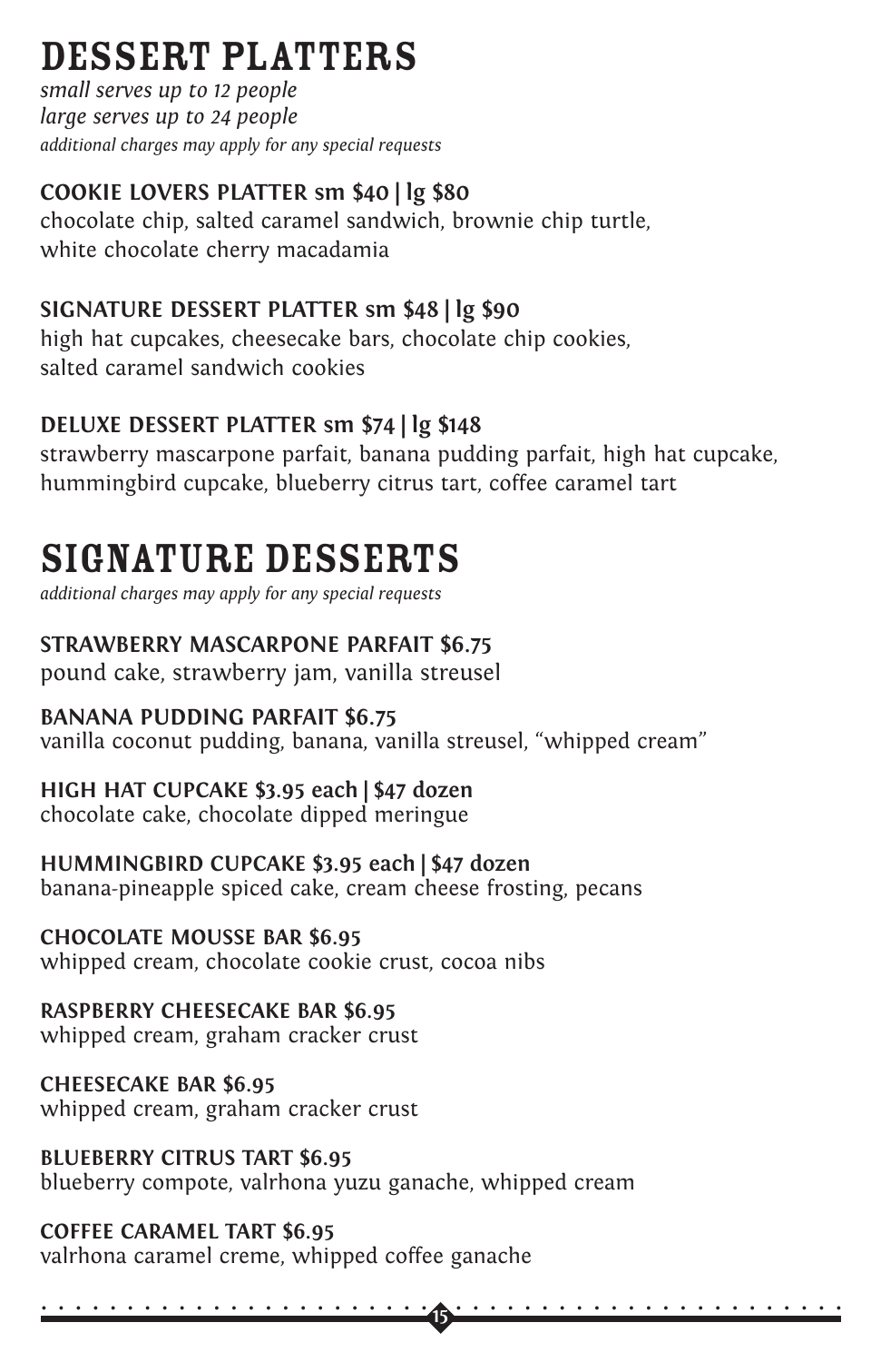# DESSERT PLATTERS

*small serves up to 12 people*
*large serves up to 24 people*
*additional charges may apply for any special requests*

**COOKIE LOVERS PLATTER sm $40 | lg $80**
chocolate chip, salted caramel sandwich, brownie chip turtle, white chocolate cherry macadamia

**SIGNATURE DESSERT PLATTER sm $48 | lg $90**
high hat cupcakes, cheesecake bars, chocolate chip cookies, salted caramel sandwich cookies

**DELUXE DESSERT PLATTER sm $74 | lg $148**
strawberry mascarpone parfait, banana pudding parfait, high hat cupcake, hummingbird cupcake, blueberry citrus tart, coffee caramel tart

# SIGNATURE DESSERTS

*additional charges may apply for any special requests*

**STRAWBERRY MASCARPONE PARFAIT $6.75**
pound cake, strawberry jam, vanilla streusel

**BANANA PUDDING PARFAIT $6.75**
vanilla coconut pudding, banana, vanilla streusel, "whipped cream"

**HIGH HAT CUPCAKE $3.95 each | $47 dozen**
chocolate cake, chocolate dipped meringue

**HUMMINGBIRD CUPCAKE $3.95 each | $47 dozen**
banana-pineapple spiced cake, cream cheese frosting, pecans

**CHOCOLATE MOUSSE BAR $6.95**
whipped cream, chocolate cookie crust, cocoa nibs

**RASPBERRY CHEESECAKE BAR $6.95**
whipped cream, graham cracker crust

**CHEESECAKE BAR $6.95**
whipped cream, graham cracker crust

**BLUEBERRY CITRUS TART $6.95**
blueberry compote, valrhona yuzu ganache, whipped cream

**COFFEE CARAMEL TART $6.95**
valrhona caramel creme, whipped coffee ganache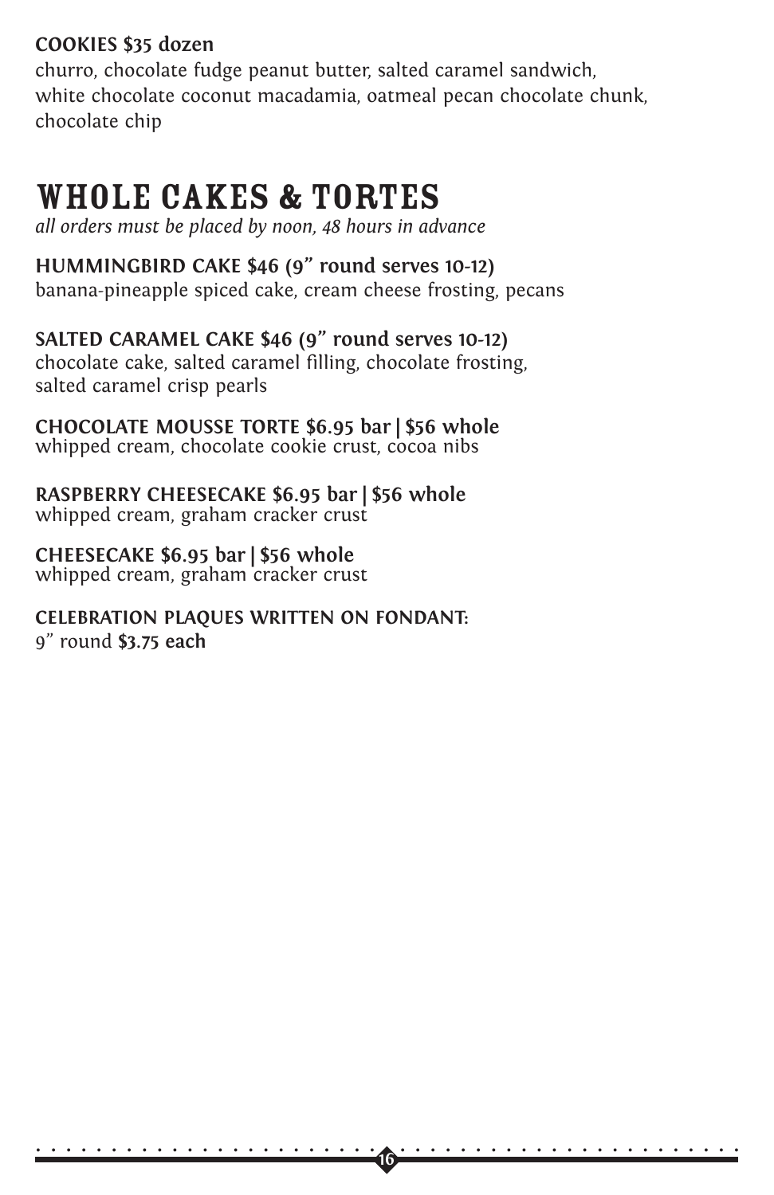**COOKIES $35 dozen**
churro, chocolate fudge peanut butter, salted caramel sandwich, white chocolate coconut macadamia, oatmeal pecan chocolate chunk, chocolate chip

# WHOLE CAKES & TORTES

*all orders must be placed by noon, 48 hours in advance*

**HUMMINGBIRD CAKE $46 (9" round serves 10-12)**
banana-pineapple spiced cake, cream cheese frosting, pecans

**SALTED CARAMEL CAKE $46 (9" round serves 10-12)**
chocolate cake, salted caramel filling, chocolate frosting, salted caramel crisp pearls

**CHOCOLATE MOUSSE TORTE $6.95 bar | $56 whole**
whipped cream, chocolate cookie crust, cocoa nibs

**RASPBERRY CHEESECAKE $6.95 bar | $56 whole**
whipped cream, graham cracker crust

**CHEESECAKE $6.95 bar | $56 whole**
whipped cream, graham cracker crust

**CELEBRATION PLAQUES WRITTEN ON FONDANT:**
9" round **$3.75 each**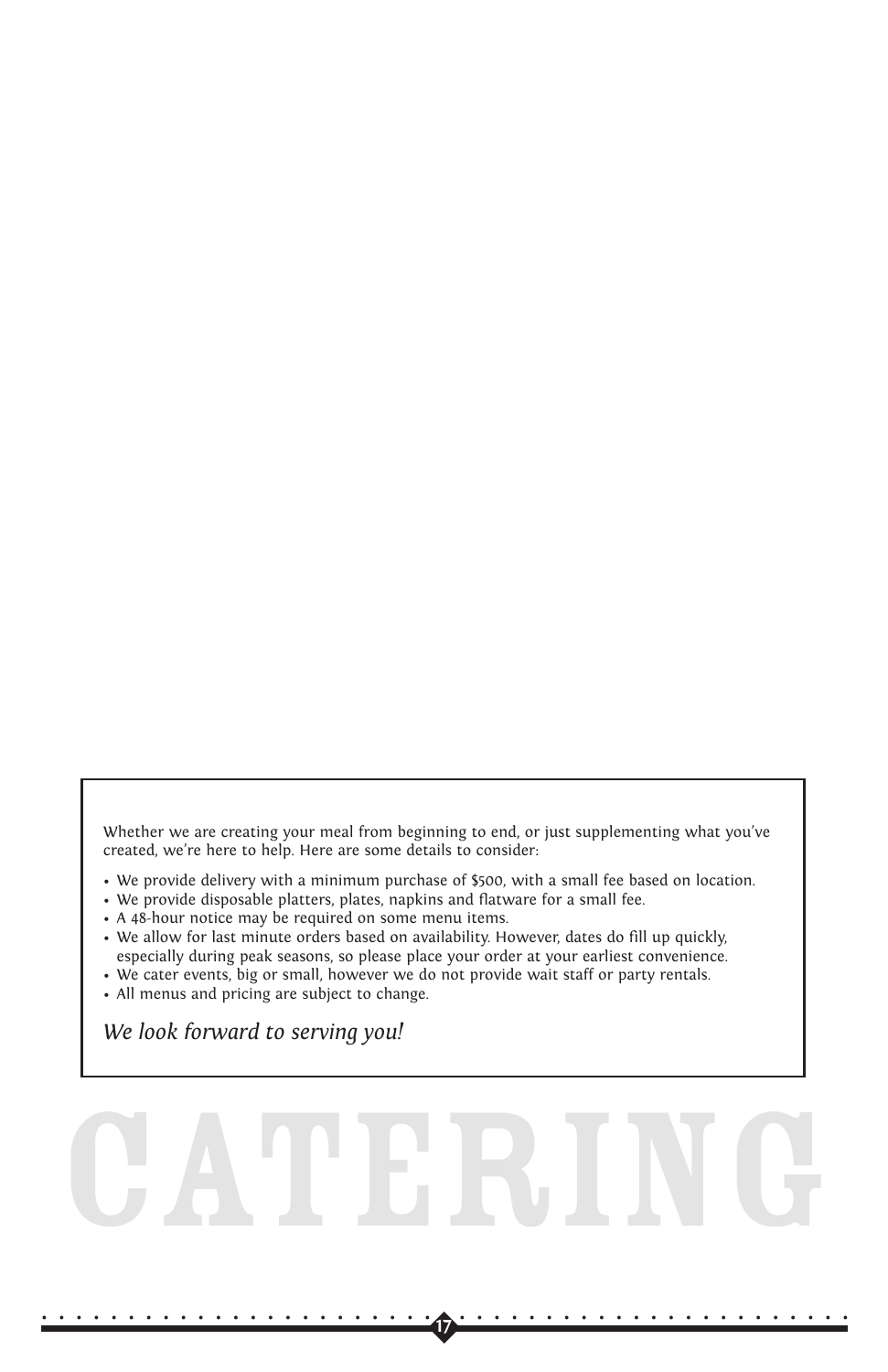Whether we are creating your meal from beginning to end, or just supplementing what you've created, we're here to help. Here are some details to consider:

- We provide delivery with a minimum purchase of $500, with a small fee based on location.
- We provide disposable platters, plates, napkins and flatware for a small fee.
- A 48-hour notice may be required on some menu items.
- We allow for last minute orders based on availability. However, dates do fill up quickly, especially during peak seasons, so please place your order at your earliest convenience.
- We cater events, big or small, however we do not provide wait staff or party rentals.
- All menus and pricing are subject to change.

*We look forward to serving you!*

# CATERING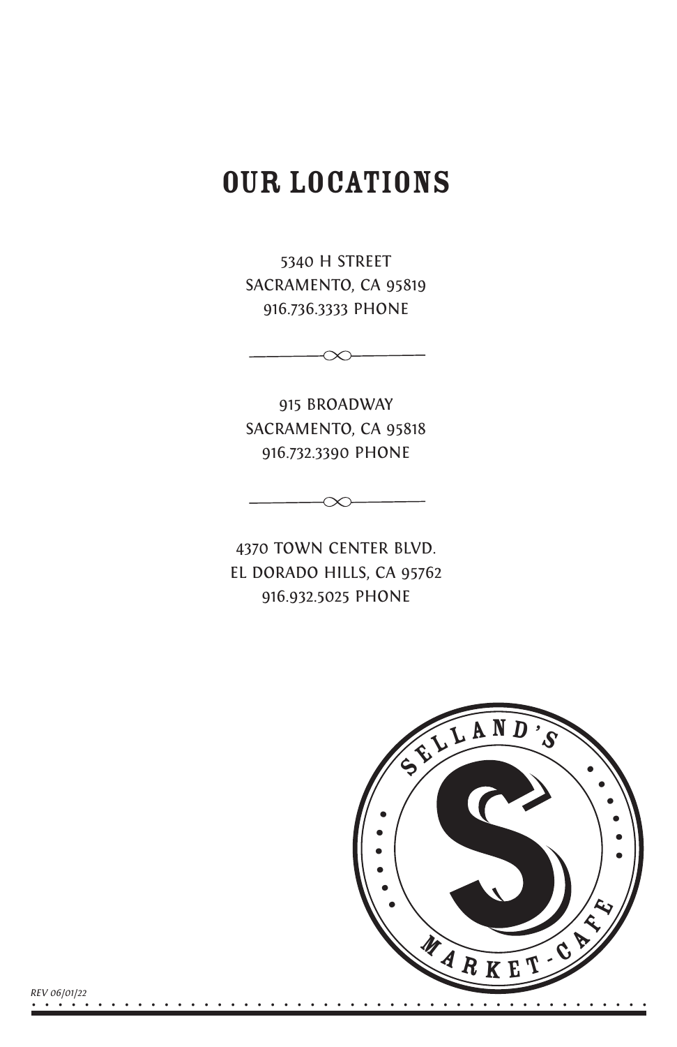# OUR LOCATIONS

5340 H STREET
SACRAMENTO, CA 95819
916.736.3333 PHONE

915 BROADWAY
SACRAMENTO, CA 95818
916.732.3390 PHONE

4370 TOWN CENTER BLVD.
EL DORADO HILLS, CA 95762
916.932.5025 PHONE

SELLAND'S MARKET-CAFE

*REV 06/01/22*